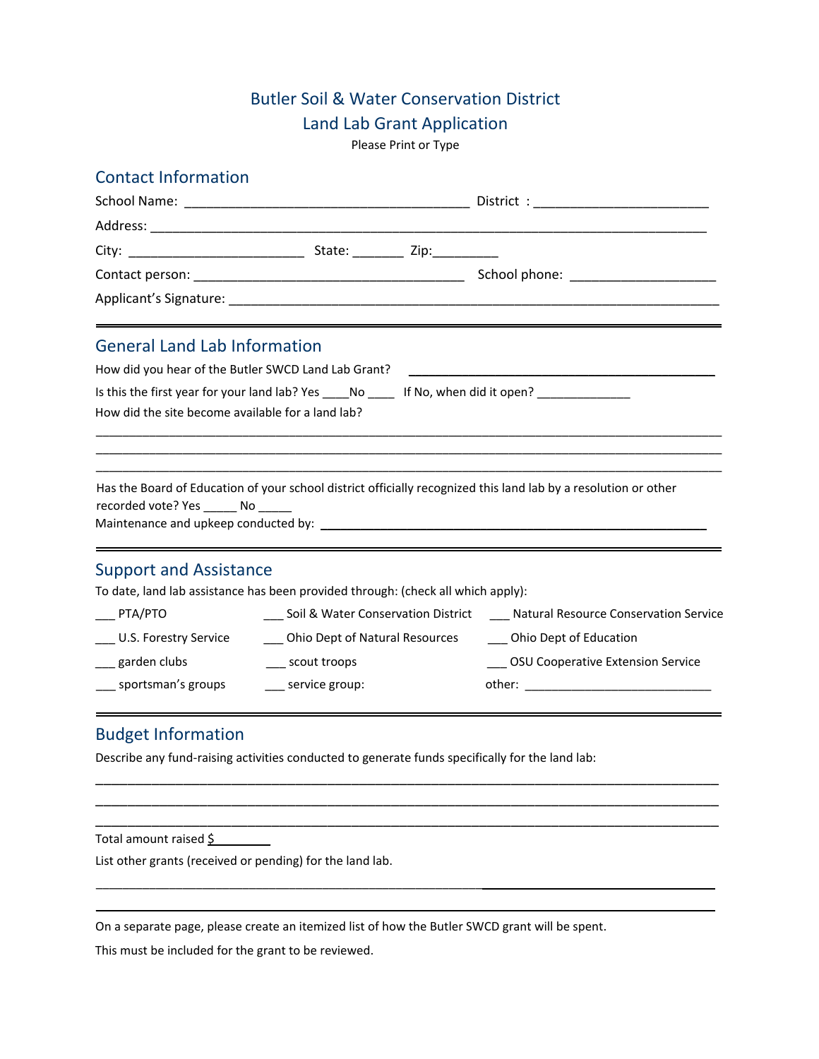# Butler Soil & Water Conservation District
# Land Lab Grant Application

Please Print or Type

## Contact Information

School Name: ________________________________________ District : ________________________

Address: ______________________________________________________________________________

City: ________________________ State: _______ Zip:_________

Contact person: _____________________________________ School phone: ____________________

Applicant's Signature: ________________________________________________________________________

## General Land Lab Information

How did you hear of the Butler SWCD Land Lab Grant? ____________________________________________

Is this the first year for your land lab? Yes ____No ____ If No, when did it open? _____________

How did the site become available for a land lab?

_____________________________________________________________________________________________

_____________________________________________________________________________________________

_____________________________________________________________________________________________

Has the Board of Education of your school district officially recognized this land lab by a resolution or other recorded vote? Yes _____ No _____

Maintenance and upkeep conducted by: ________________________________________________________

## Support and Assistance

To date, land lab assistance has been provided through: (check all which apply):

___ PTA/PTO

___ Soil & Water Conservation District

___ Natural Resource Conservation Service

___ U.S. Forestry Service

___ Ohio Dept of Natural Resources

___ Ohio Dept of Education

___ garden clubs

___ scout troops

___ OSU Cooperative Extension Service

___ sportsman's groups

___ service group:

other: ____________________________

## Budget Information

Describe any fund-raising activities conducted to generate funds specifically for the land lab:

_____________________________________________________________________________________________

_____________________________________________________________________________________________

_____________________________________________________________________________________________

Total amount raised $________

List other grants (received or pending) for the land lab.

_____________________________________________________________________________________________

_____________________________________________________________________________________________

On a separate page, please create an itemized list of how the Butler SWCD grant will be spent.

This must be included for the grant to be reviewed.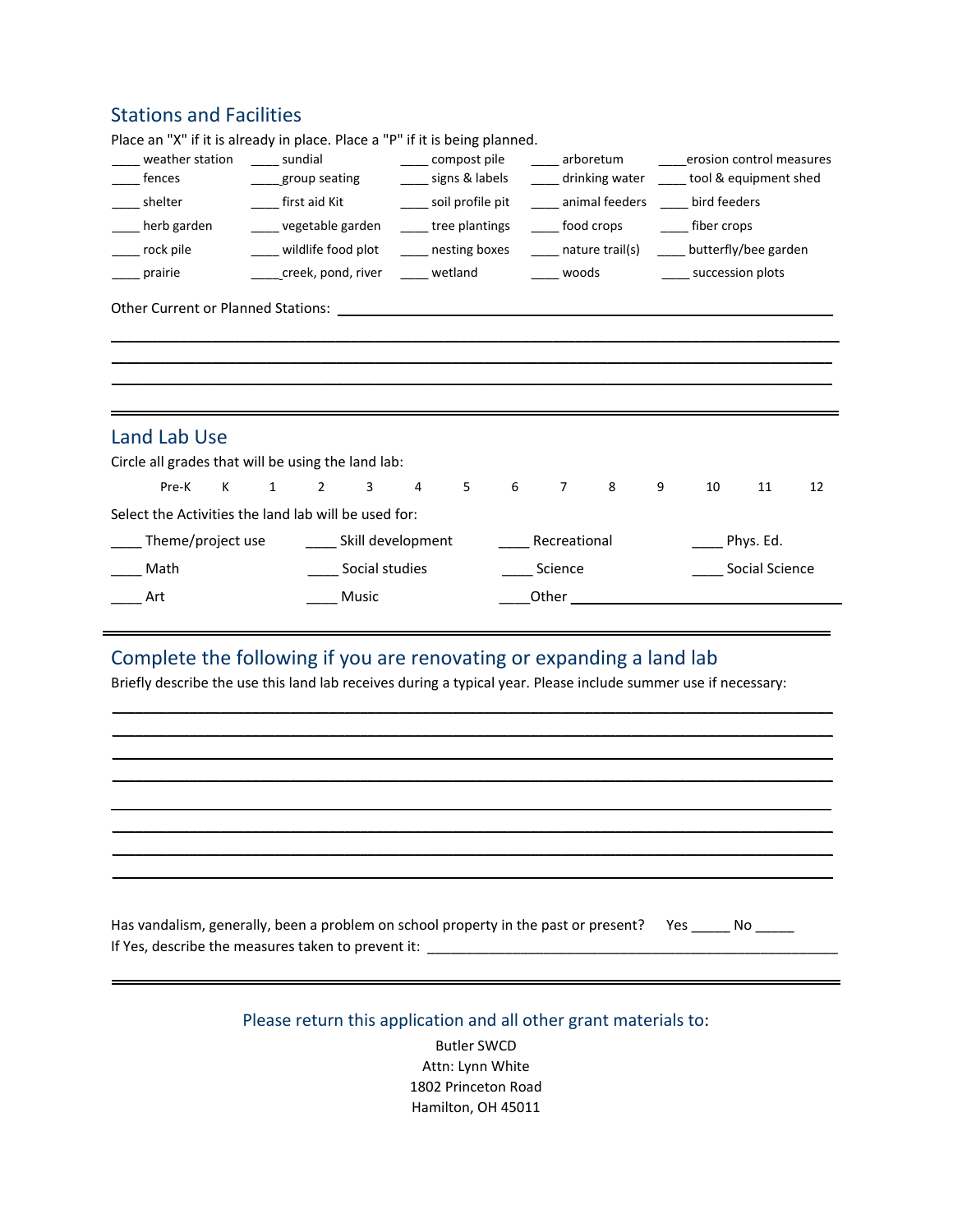## Stations and Facilities

Place an "X" if it is already in place. Place a "P" if it is being planned.

| | | | | |
|---|---|---|---|---|
| ____ weather station | ____ sundial | ____ compost pile | ____ arboretum | ____erosion control measures |
| ____ fences | ____group seating | ____ signs & labels | ____ drinking water | ____ tool & equipment shed |
| ____ shelter | ____ first aid Kit | ____ soil profile pit | ____ animal feeders | ____ bird feeders |
| ____ herb garden | ____ vegetable garden | ____ tree plantings | ____ food crops | ____ fiber crops |
| ____ rock pile | ____ wildlife food plot | ____ nesting boxes | ____ nature trail(s) | ____ butterfly/bee garden |
| ____ prairie | ____creek, pond, river | ____ wetland | ____ woods | ____ succession plots |

Other Current or Planned Stations: ____________________________________________

________________________________________________________________________

________________________________________________________________________

________________________________________________________________________

## Land Lab Use

Circle all grades that will be using the land lab:

Pre-K K 1 2 3 4 5 6 7 8 9 10 11 12

Select the Activities the land lab will be used for:

| | | | |
|---|---|---|---|
| ____ Theme/project use | ____ Skill development | ____ Recreational | ____ Phys. Ed. |
| ____ Math | ____ Social studies | ____ Science | ____ Social Science |
| ____ Art | ____ Music | ____Other ____________________ | |

## Complete the following if you are renovating or expanding a land lab

Briefly describe the use this land lab receives during a typical year. Please include summer use if necessary:

________________________________________________________________________

________________________________________________________________________

________________________________________________________________________

________________________________________________________________________

________________________________________________________________________

________________________________________________________________________

________________________________________________________________________

________________________________________________________________________

Has vandalism, generally, been a problem on school property in the past or present? Yes _____ No _____

If Yes, describe the measures taken to prevent it: ______________________________________________

Please return this application and all other grant materials to:

Butler SWCD
Attn: Lynn White
1802 Princeton Road
Hamilton, OH 45011